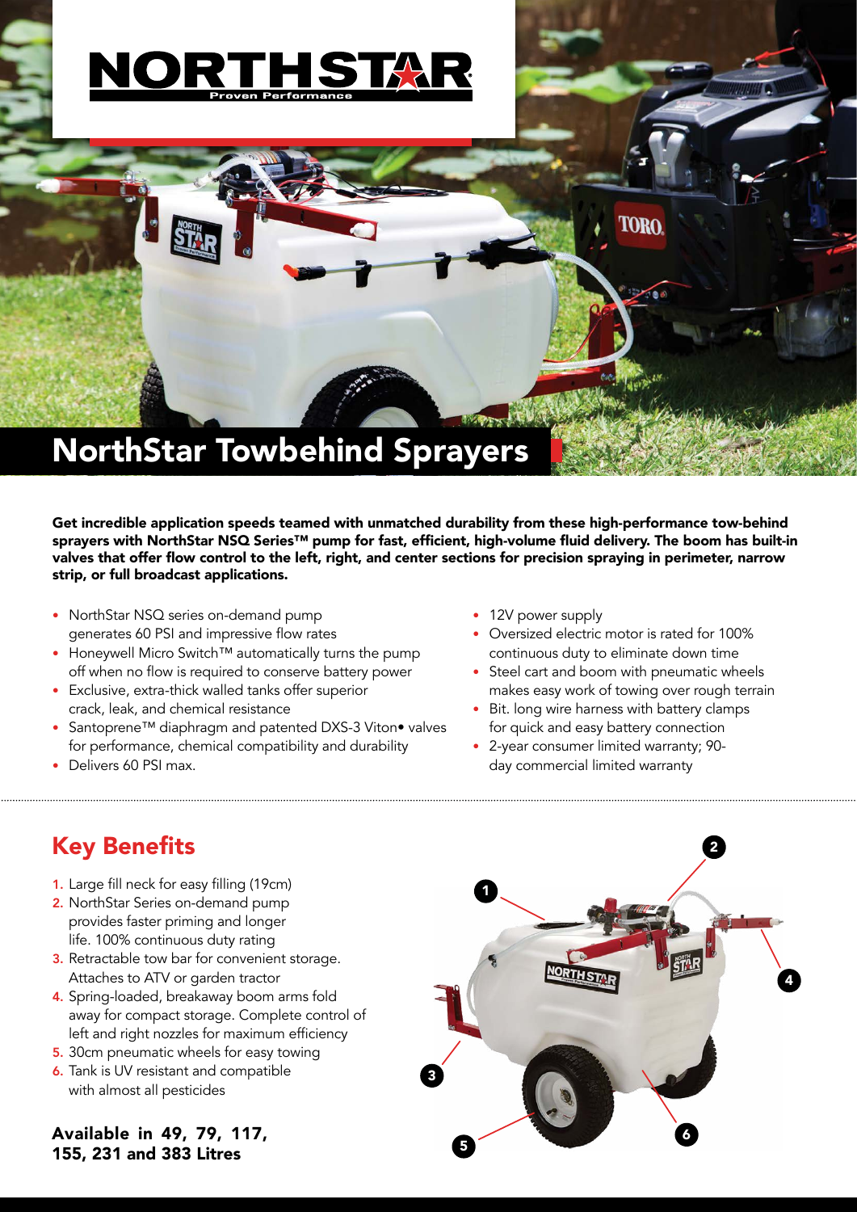# NorthStar Towbehind Sprayers

**Get incredible application speeds teamed with unmatched durability from these high-performance tow-behind sprayers with NorthStar NSQ Series™ pump for fast, efficient, high-volume fluid delivery. The boom has built-in valves that offer flow control to the left, right, and center sections for precision spraying in perimeter, narrow strip, or full broadcast applications.**

- NorthStar NSQ series on-demand pump generates 60 PSI and impressive flow rates
- Honeywell Micro Switch™ automatically turns the pump off when no flow is required to conserve battery power
- Exclusive, extra-thick walled tanks offer superior crack, leak, and chemical resistance
- Santoprene™ diaphragm and patented DXS-3 Viton• valves for performance, chemical compatibility and durability
- Delivers 60 PSI max.
- 12V power supply
- Oversized electric motor is rated for 100% continuous duty to eliminate down time
- Steel cart and boom with pneumatic wheels makes easy work of towing over rough terrain
- Bit. long wire harness with battery clamps for quick and easy battery connection
- 2-year consumer limited warranty; 90-day commercial limited warranty

## Key Benefits

1. Large fill neck for easy filling (19cm)
2. NorthStar Series on-demand pump provides faster priming and longer life. 100% continuous duty rating
3. Retractable tow bar for convenient storage. Attaches to ATV or garden tractor
4. Spring-loaded, breakaway boom arms fold away for compact storage. Complete control of left and right nozzles for maximum efficiency
5. 30cm pneumatic wheels for easy towing
6. Tank is UV resistant and compatible with almost all pesticides

**Available in 49, 79, 117, 155, 231 and 383 Litres**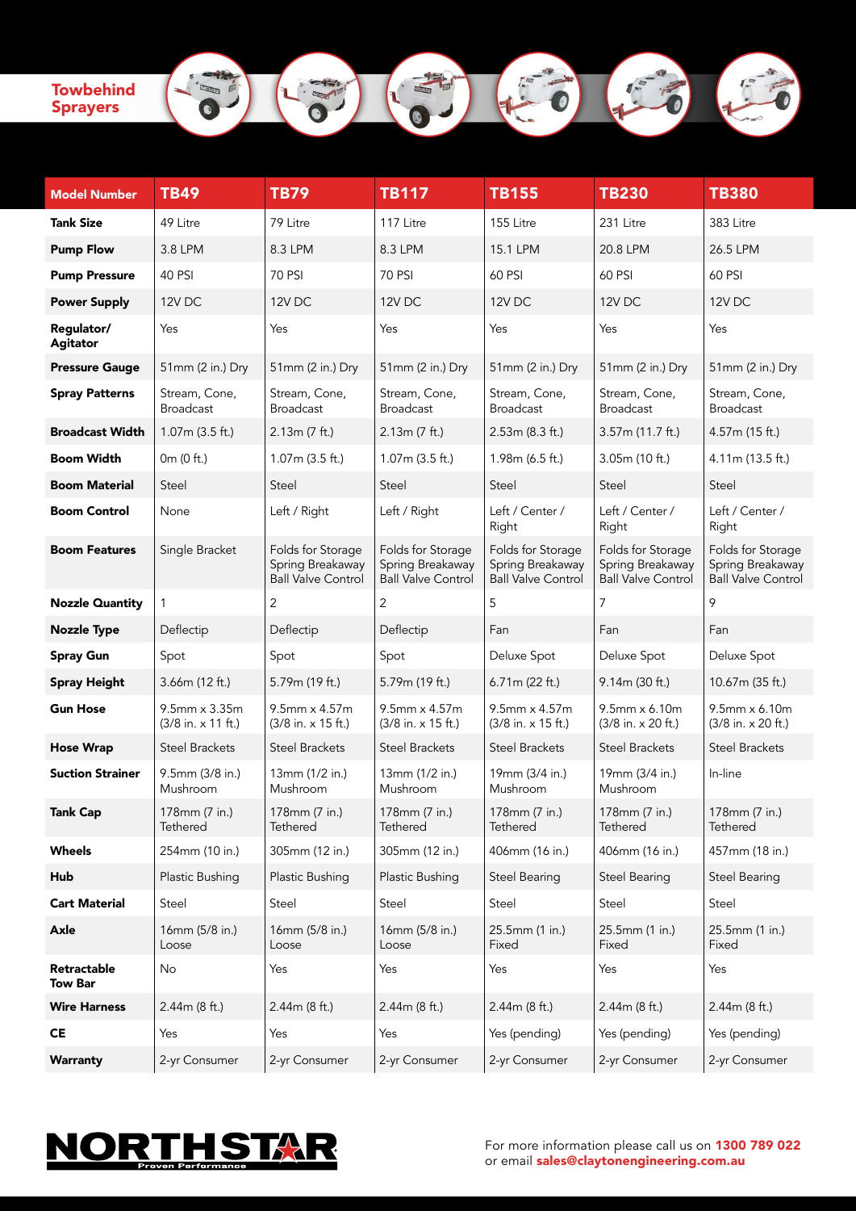# Towbehind Sprayers

| Model Number | TB49 | TB79 | TB117 | TB155 | TB230 | TB380 |
|---|---|---|---|---|---|---|
| **Tank Size** | 49 Litre | 79 Litre | 117 Litre | 155 Litre | 231 Litre | 383 Litre |
| **Pump Flow** | 3.8 LPM | 8.3 LPM | 8.3 LPM | 15.1 LPM | 20.8 LPM | 26.5 LPM |
| **Pump Pressure** | 40 PSI | 70 PSI | 70 PSI | 60 PSI | 60 PSI | 60 PSI |
| **Power Supply** | 12V DC | 12V DC | 12V DC | 12V DC | 12V DC | 12V DC |
| **Regulator/ Agitator** | Yes | Yes | Yes | Yes | Yes | Yes |
| **Pressure Gauge** | 51mm (2 in.) Dry | 51mm (2 in.) Dry | 51mm (2 in.) Dry | 51mm (2 in.) Dry | 51mm (2 in.) Dry | 51mm (2 in.) Dry |
| **Spray Patterns** | Stream, Cone, Broadcast | Stream, Cone, Broadcast | Stream, Cone, Broadcast | Stream, Cone, Broadcast | Stream, Cone, Broadcast | Stream, Cone, Broadcast |
| **Broadcast Width** | 1.07m (3.5 ft.) | 2.13m (7 ft.) | 2.13m (7 ft.) | 2.53m (8.3 ft.) | 3.57m (11.7 ft.) | 4.57m (15 ft.) |
| **Boom Width** | 0m (0 ft.) | 1.07m (3.5 ft.) | 1.07m (3.5 ft.) | 1.98m (6.5 ft.) | 3.05m (10 ft.) | 4.11m (13.5 ft.) |
| **Boom Material** | Steel | Steel | Steel | Steel | Steel | Steel |
| **Boom Control** | None | Left / Right | Left / Right | Left / Center / Right | Left / Center / Right | Left / Center / Right |
| **Boom Features** | Single Bracket | Folds for Storage Spring Breakaway Ball Valve Control | Folds for Storage Spring Breakaway Ball Valve Control | Folds for Storage Spring Breakaway Ball Valve Control | Folds for Storage Spring Breakaway Ball Valve Control | Folds for Storage Spring Breakaway Ball Valve Control |
| **Nozzle Quantity** | 1 | 2 | 2 | 5 | 7 | 9 |
| **Nozzle Type** | Deflectip | Deflectip | Deflectip | Fan | Fan | Fan |
| **Spray Gun** | Spot | Spot | Spot | Deluxe Spot | Deluxe Spot | Deluxe Spot |
| **Spray Height** | 3.66m (12 ft.) | 5.79m (19 ft.) | 5.79m (19 ft.) | 6.71m (22 ft.) | 9.14m (30 ft.) | 10.67m (35 ft.) |
| **Gun Hose** | 9.5mm x 3.35m (3/8 in. x 11 ft.) | 9.5mm x 4.57m (3/8 in. x 15 ft.) | 9.5mm x 4.57m (3/8 in. x 15 ft.) | 9.5mm x 4.57m (3/8 in. x 15 ft.) | 9.5mm x 6.10m (3/8 in. x 20 ft.) | 9.5mm x 6.10m (3/8 in. x 20 ft.) |
| **Hose Wrap** | Steel Brackets | Steel Brackets | Steel Brackets | Steel Brackets | Steel Brackets | Steel Brackets |
| **Suction Strainer** | 9.5mm (3/8 in.) Mushroom | 13mm (1/2 in.) Mushroom | 13mm (1/2 in.) Mushroom | 19mm (3/4 in.) Mushroom | 19mm (3/4 in.) Mushroom | In-line |
| **Tank Cap** | 178mm (7 in.) Tethered | 178mm (7 in.) Tethered | 178mm (7 in.) Tethered | 178mm (7 in.) Tethered | 178mm (7 in.) Tethered | 178mm (7 in.) Tethered |
| **Wheels** | 254mm (10 in.) | 305mm (12 in.) | 305mm (12 in.) | 406mm (16 in.) | 406mm (16 in.) | 457mm (18 in.) |
| **Hub** | Plastic Bushing | Plastic Bushing | Plastic Bushing | Steel Bearing | Steel Bearing | Steel Bearing |
| **Cart Material** | Steel | Steel | Steel | Steel | Steel | Steel |
| **Axle** | 16mm (5/8 in.) Loose | 16mm (5/8 in.) Loose | 16mm (5/8 in.) Loose | 25.5mm (1 in.) Fixed | 25.5mm (1 in.) Fixed | 25.5mm (1 in.) Fixed |
| **Retractable Tow Bar** | No | Yes | Yes | Yes | Yes | Yes |
| **Wire Harness** | 2.44m (8 ft.) | 2.44m (8 ft.) | 2.44m (8 ft.) | 2.44m (8 ft.) | 2.44m (8 ft.) | 2.44m (8 ft.) |
| **CE** | Yes | Yes | Yes | Yes (pending) | Yes (pending) | Yes (pending) |
| **Warranty** | 2-yr Consumer | 2-yr Consumer | 2-yr Consumer | 2-yr Consumer | 2-yr Consumer | 2-yr Consumer |

**NORTHSTAR** Proven Performance

For more information please call us on **1300 789 022** or email **sales@claytonengineering.com.au**